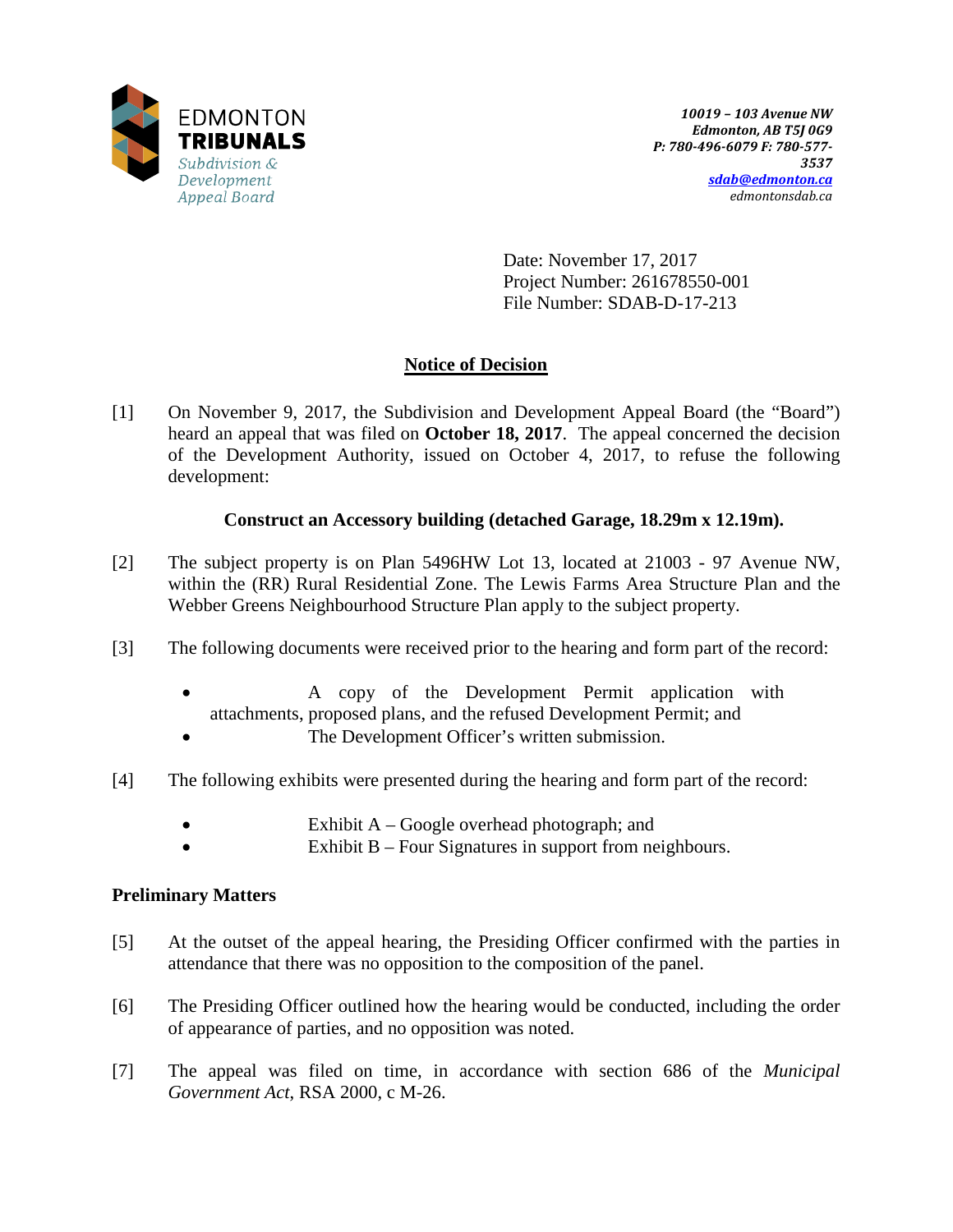EDMONTON
**TRIBUNALS**
*Subdivision & Development Appeal Board*

*10019 – 103 Avenue NW*
*Edmonton, AB T5J 0G9*
*P: 780-496-6079 F: 780-577-3537*
*sdab@edmonton.ca*
*edmontonsdab.ca*

Date: November 17, 2017
Project Number: 261678550-001
File Number: SDAB-D-17-213

## Notice of Decision

[1] On November 9, 2017, the Subdivision and Development Appeal Board (the "Board") heard an appeal that was filed on **October 18, 2017**. The appeal concerned the decision of the Development Authority, issued on October 4, 2017, to refuse the following development:

**Construct an Accessory building (detached Garage, 18.29m x 12.19m).**

[2] The subject property is on Plan 5496HW Lot 13, located at 21003 - 97 Avenue NW, within the (RR) Rural Residential Zone. The Lewis Farms Area Structure Plan and the Webber Greens Neighbourhood Structure Plan apply to the subject property.

[3] The following documents were received prior to the hearing and form part of the record:

- A copy of the Development Permit application with attachments, proposed plans, and the refused Development Permit; and
- The Development Officer's written submission.

[4] The following exhibits were presented during the hearing and form part of the record:

- Exhibit A – Google overhead photograph; and
- Exhibit B – Four Signatures in support from neighbours.

### Preliminary Matters

[5] At the outset of the appeal hearing, the Presiding Officer confirmed with the parties in attendance that there was no opposition to the composition of the panel.

[6] The Presiding Officer outlined how the hearing would be conducted, including the order of appearance of parties, and no opposition was noted.

[7] The appeal was filed on time, in accordance with section 686 of the *Municipal Government Act*, RSA 2000, c M-26.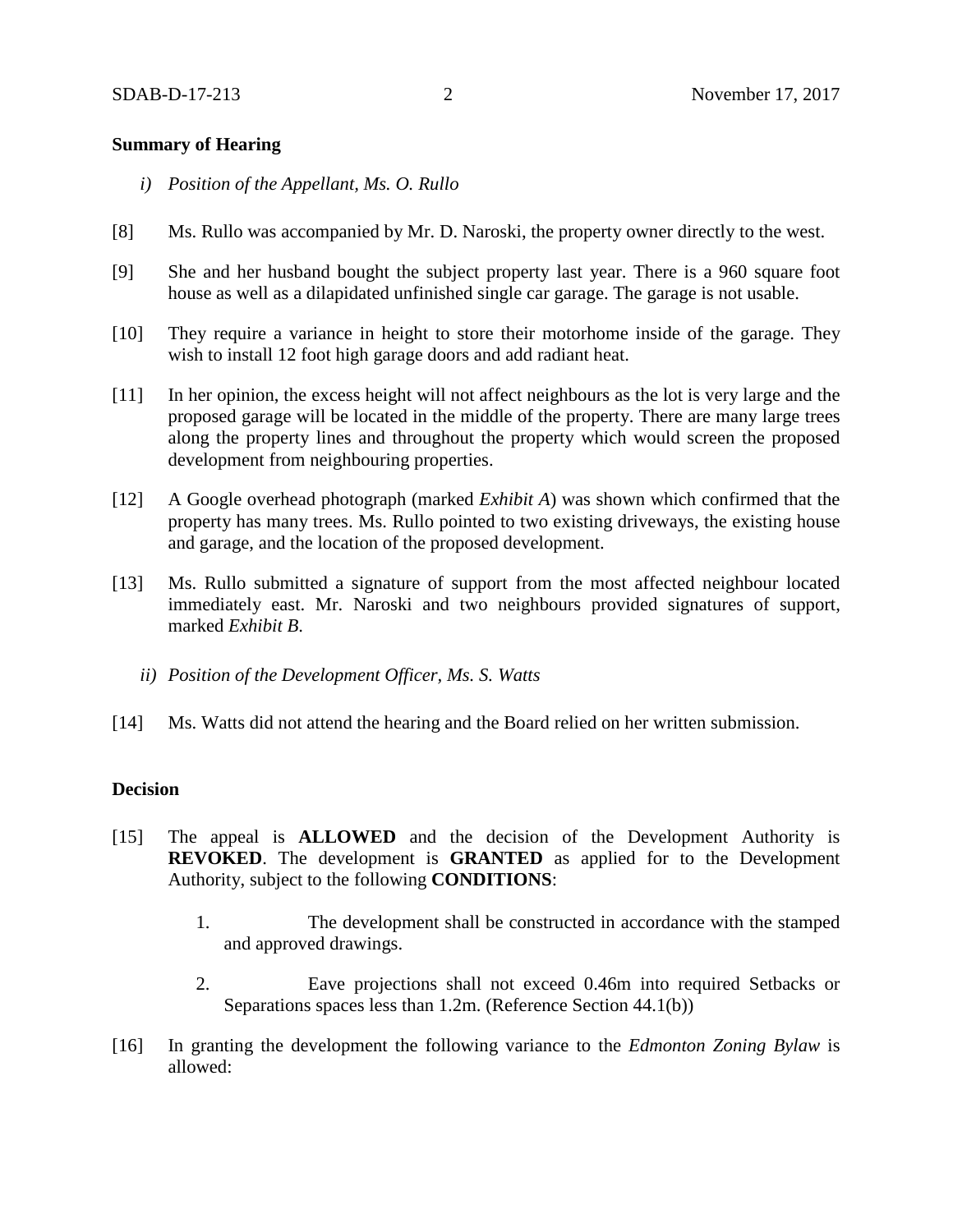**Summary of Hearing**

*i) Position of the Appellant, Ms. O. Rullo*

[8] Ms. Rullo was accompanied by Mr. D. Naroski, the property owner directly to the west.

[9] She and her husband bought the subject property last year. There is a 960 square foot house as well as a dilapidated unfinished single car garage. The garage is not usable.

[10] They require a variance in height to store their motorhome inside of the garage. They wish to install 12 foot high garage doors and add radiant heat.

[11] In her opinion, the excess height will not affect neighbours as the lot is very large and the proposed garage will be located in the middle of the property. There are many large trees along the property lines and throughout the property which would screen the proposed development from neighbouring properties.

[12] A Google overhead photograph (marked *Exhibit A*) was shown which confirmed that the property has many trees. Ms. Rullo pointed to two existing driveways, the existing house and garage, and the location of the proposed development.

[13] Ms. Rullo submitted a signature of support from the most affected neighbour located immediately east. Mr. Naroski and two neighbours provided signatures of support, marked *Exhibit B.*

*ii) Position of the Development Officer, Ms. S. Watts*

[14] Ms. Watts did not attend the hearing and the Board relied on her written submission.

**Decision**

[15] The appeal is **ALLOWED** and the decision of the Development Authority is **REVOKED**. The development is **GRANTED** as applied for to the Development Authority, subject to the following **CONDITIONS**:

1. The development shall be constructed in accordance with the stamped and approved drawings.

2. Eave projections shall not exceed 0.46m into required Setbacks or Separations spaces less than 1.2m. (Reference Section 44.1(b))

[16] In granting the development the following variance to the *Edmonton Zoning Bylaw* is allowed: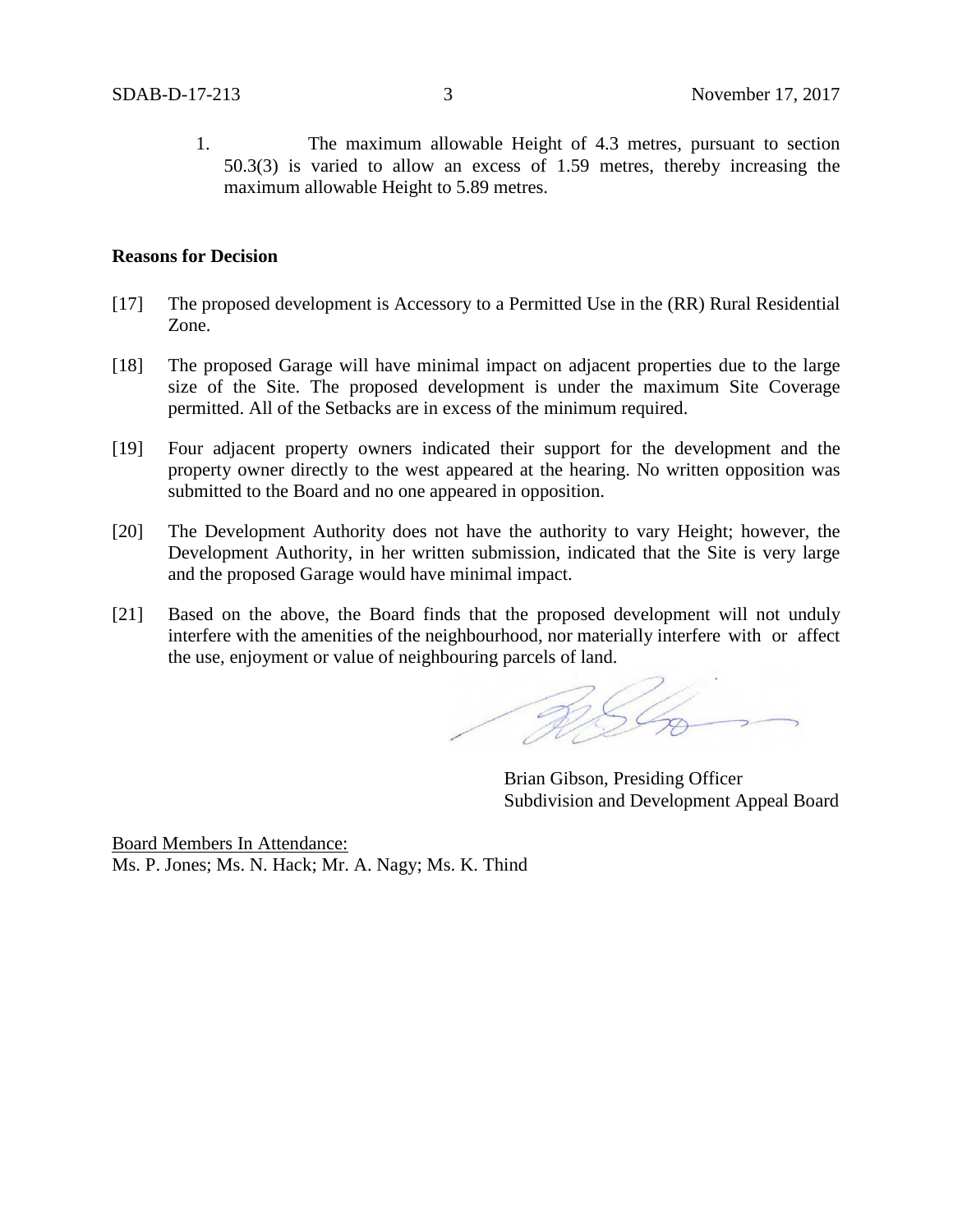1. The maximum allowable Height of 4.3 metres, pursuant to section 50.3(3) is varied to allow an excess of 1.59 metres, thereby increasing the maximum allowable Height to 5.89 metres.

**Reasons for Decision**

[17] The proposed development is Accessory to a Permitted Use in the (RR) Rural Residential Zone.

[18] The proposed Garage will have minimal impact on adjacent properties due to the large size of the Site. The proposed development is under the maximum Site Coverage permitted. All of the Setbacks are in excess of the minimum required.

[19] Four adjacent property owners indicated their support for the development and the property owner directly to the west appeared at the hearing. No written opposition was submitted to the Board and no one appeared in opposition.

[20] The Development Authority does not have the authority to vary Height; however, the Development Authority, in her written submission, indicated that the Site is very large and the proposed Garage would have minimal impact.

[21] Based on the above, the Board finds that the proposed development will not unduly interfere with the amenities of the neighbourhood, nor materially interfere with or affect the use, enjoyment or value of neighbouring parcels of land.

Brian Gibson, Presiding Officer
Subdivision and Development Appeal Board

Board Members In Attendance:
Ms. P. Jones; Ms. N. Hack; Mr. A. Nagy; Ms. K. Thind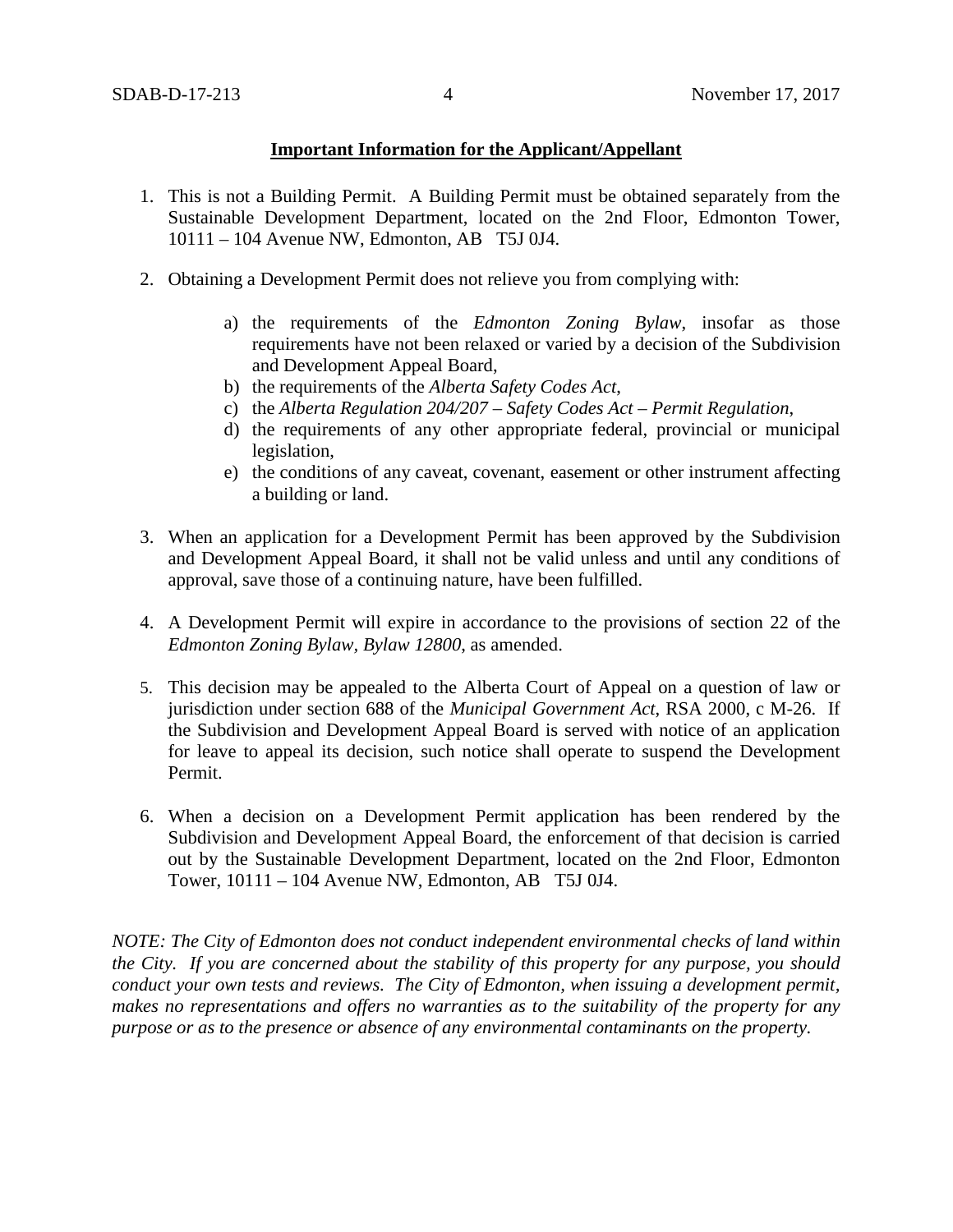**Important Information for the Applicant/Appellant**

1. This is not a Building Permit. A Building Permit must be obtained separately from the Sustainable Development Department, located on the 2nd Floor, Edmonton Tower, 10111 – 104 Avenue NW, Edmonton, AB T5J 0J4.

2. Obtaining a Development Permit does not relieve you from complying with:

    a) the requirements of the *Edmonton Zoning Bylaw*, insofar as those requirements have not been relaxed or varied by a decision of the Subdivision and Development Appeal Board,
    b) the requirements of the *Alberta Safety Codes Act*,
    c) the *Alberta Regulation 204/207 – Safety Codes Act – Permit Regulation*,
    d) the requirements of any other appropriate federal, provincial or municipal legislation,
    e) the conditions of any caveat, covenant, easement or other instrument affecting a building or land.

3. When an application for a Development Permit has been approved by the Subdivision and Development Appeal Board, it shall not be valid unless and until any conditions of approval, save those of a continuing nature, have been fulfilled.

4. A Development Permit will expire in accordance to the provisions of section 22 of the *Edmonton Zoning Bylaw, Bylaw 12800*, as amended.

5. This decision may be appealed to the Alberta Court of Appeal on a question of law or jurisdiction under section 688 of the *Municipal Government Act*, RSA 2000, c M-26. If the Subdivision and Development Appeal Board is served with notice of an application for leave to appeal its decision, such notice shall operate to suspend the Development Permit.

6. When a decision on a Development Permit application has been rendered by the Subdivision and Development Appeal Board, the enforcement of that decision is carried out by the Sustainable Development Department, located on the 2nd Floor, Edmonton Tower, 10111 – 104 Avenue NW, Edmonton, AB T5J 0J4.

*NOTE: The City of Edmonton does not conduct independent environmental checks of land within the City. If you are concerned about the stability of this property for any purpose, you should conduct your own tests and reviews. The City of Edmonton, when issuing a development permit, makes no representations and offers no warranties as to the suitability of the property for any purpose or as to the presence or absence of any environmental contaminants on the property.*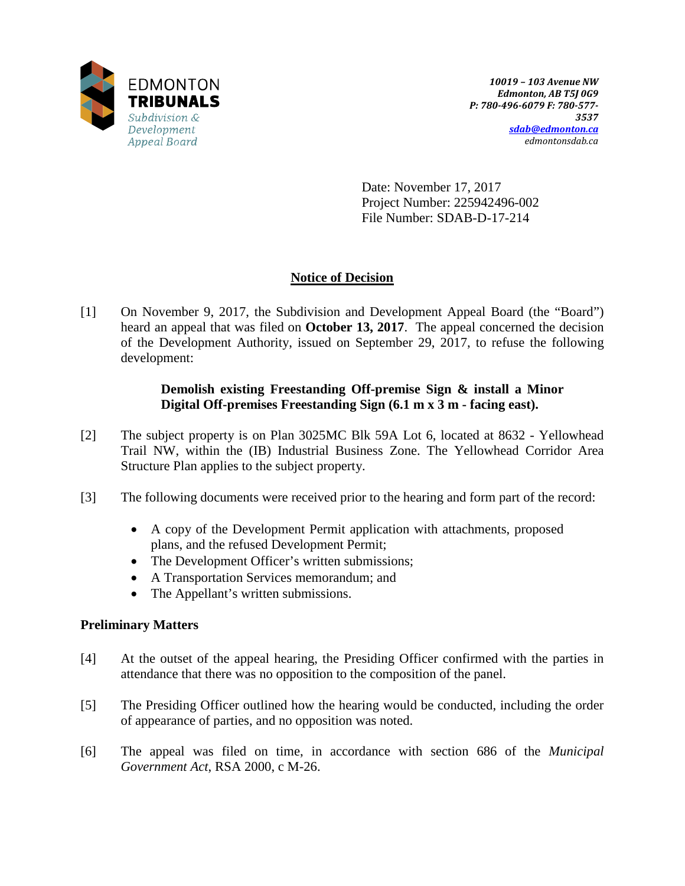EDMONTON **TRIBUNALS**
*Subdivision & Development Appeal Board*

***10019 – 103 Avenue NW***
***Edmonton, AB T5J 0G9***
***P: 780-496-6079 F: 780-577-3537***
***sdab@edmonton.ca***
*edmontonsdab.ca*

Date: November 17, 2017
Project Number: 225942496-002
File Number: SDAB-D-17-214

## Notice of Decision

[1] On November 9, 2017, the Subdivision and Development Appeal Board (the "Board") heard an appeal that was filed on **October 13, 2017**. The appeal concerned the decision of the Development Authority, issued on September 29, 2017, to refuse the following development:

> **Demolish existing Freestanding Off-premise Sign & install a Minor Digital Off-premises Freestanding Sign (6.1 m x 3 m - facing east).**

[2] The subject property is on Plan 3025MC Blk 59A Lot 6, located at 8632 - Yellowhead Trail NW, within the (IB) Industrial Business Zone. The Yellowhead Corridor Area Structure Plan applies to the subject property.

[3] The following documents were received prior to the hearing and form part of the record:

- A copy of the Development Permit application with attachments, proposed plans, and the refused Development Permit;
- The Development Officer's written submissions;
- A Transportation Services memorandum; and
- The Appellant's written submissions.

### Preliminary Matters

[4] At the outset of the appeal hearing, the Presiding Officer confirmed with the parties in attendance that there was no opposition to the composition of the panel.

[5] The Presiding Officer outlined how the hearing would be conducted, including the order of appearance of parties, and no opposition was noted.

[6] The appeal was filed on time, in accordance with section 686 of the *Municipal Government Act*, RSA 2000, c M-26.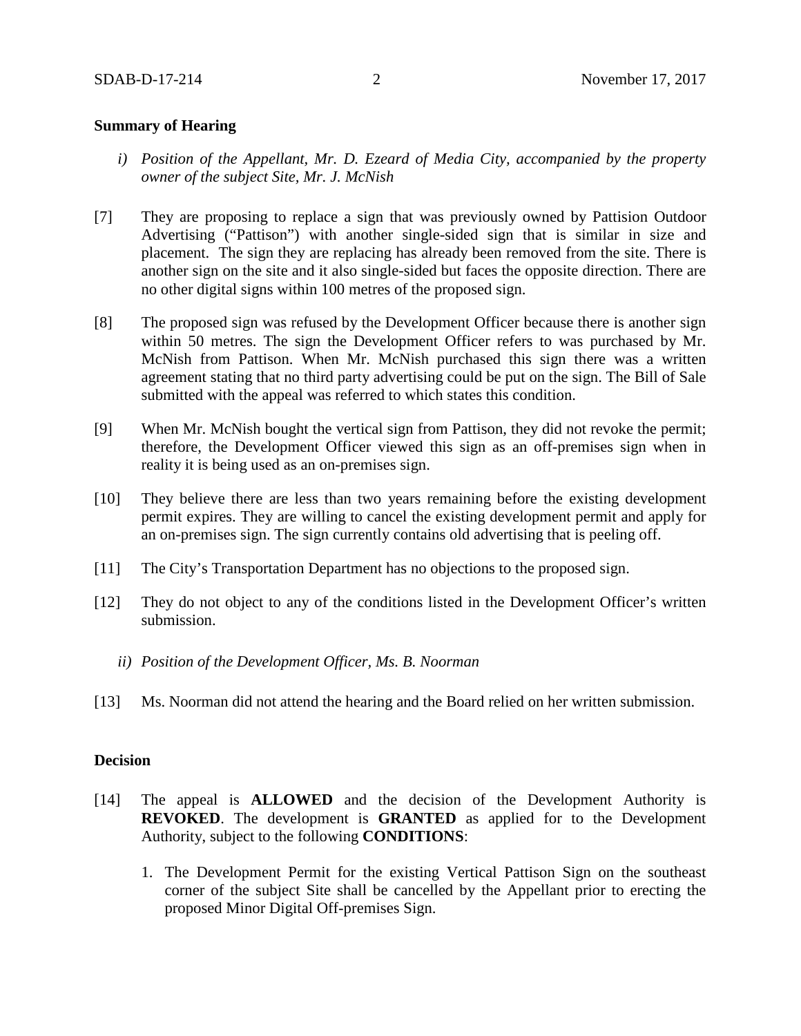**Summary of Hearing**

*i) Position of the Appellant, Mr. D. Ezeard of Media City, accompanied by the property owner of the subject Site, Mr. J. McNish*

[7] They are proposing to replace a sign that was previously owned by Pattision Outdoor Advertising ("Pattison") with another single-sided sign that is similar in size and placement. The sign they are replacing has already been removed from the site. There is another sign on the site and it also single-sided but faces the opposite direction. There are no other digital signs within 100 metres of the proposed sign.

[8] The proposed sign was refused by the Development Officer because there is another sign within 50 metres. The sign the Development Officer refers to was purchased by Mr. McNish from Pattison. When Mr. McNish purchased this sign there was a written agreement stating that no third party advertising could be put on the sign. The Bill of Sale submitted with the appeal was referred to which states this condition.

[9] When Mr. McNish bought the vertical sign from Pattison, they did not revoke the permit; therefore, the Development Officer viewed this sign as an off-premises sign when in reality it is being used as an on-premises sign.

[10] They believe there are less than two years remaining before the existing development permit expires. They are willing to cancel the existing development permit and apply for an on-premises sign. The sign currently contains old advertising that is peeling off.

[11] The City's Transportation Department has no objections to the proposed sign.

[12] They do not object to any of the conditions listed in the Development Officer's written submission.

*ii) Position of the Development Officer, Ms. B. Noorman*

[13] Ms. Noorman did not attend the hearing and the Board relied on her written submission.

**Decision**

[14] The appeal is **ALLOWED** and the decision of the Development Authority is **REVOKED**. The development is **GRANTED** as applied for to the Development Authority, subject to the following **CONDITIONS**:

1. The Development Permit for the existing Vertical Pattison Sign on the southeast corner of the subject Site shall be cancelled by the Appellant prior to erecting the proposed Minor Digital Off-premises Sign.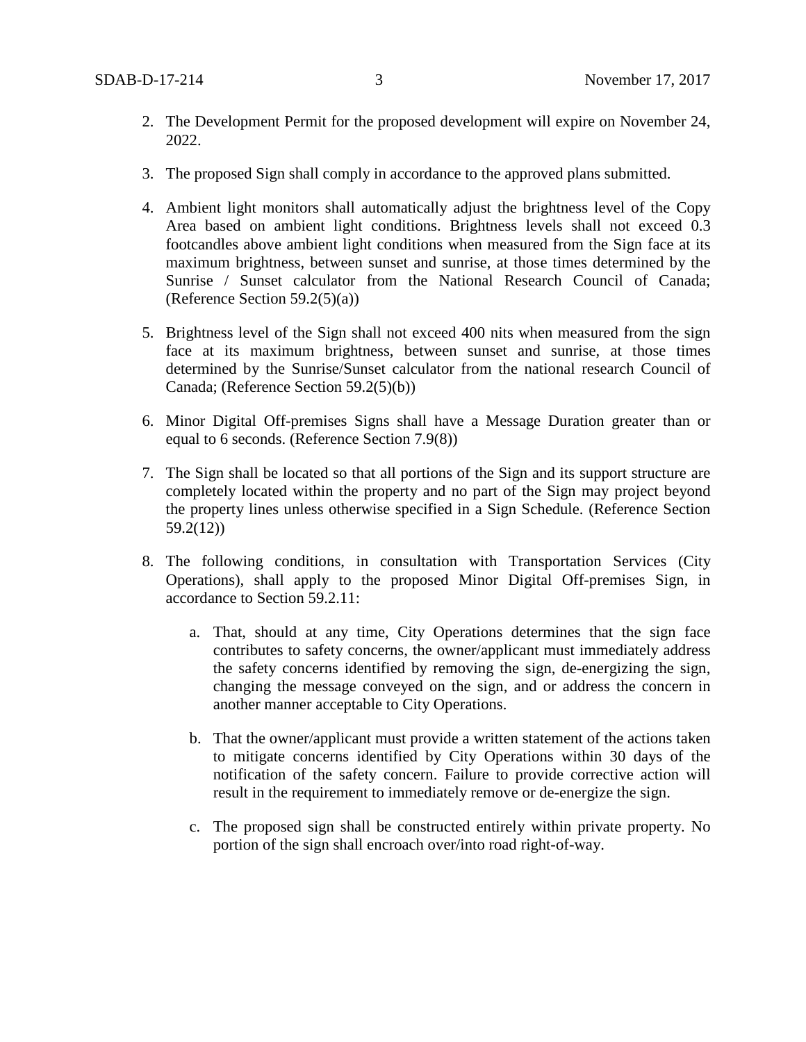2. The Development Permit for the proposed development will expire on November 24, 2022.

3. The proposed Sign shall comply in accordance to the approved plans submitted.

4. Ambient light monitors shall automatically adjust the brightness level of the Copy Area based on ambient light conditions. Brightness levels shall not exceed 0.3 footcandles above ambient light conditions when measured from the Sign face at its maximum brightness, between sunset and sunrise, at those times determined by the Sunrise / Sunset calculator from the National Research Council of Canada; (Reference Section 59.2(5)(a))

5. Brightness level of the Sign shall not exceed 400 nits when measured from the sign face at its maximum brightness, between sunset and sunrise, at those times determined by the Sunrise/Sunset calculator from the national research Council of Canada; (Reference Section 59.2(5)(b))

6. Minor Digital Off-premises Signs shall have a Message Duration greater than or equal to 6 seconds. (Reference Section 7.9(8))

7. The Sign shall be located so that all portions of the Sign and its support structure are completely located within the property and no part of the Sign may project beyond the property lines unless otherwise specified in a Sign Schedule. (Reference Section 59.2(12))

8. The following conditions, in consultation with Transportation Services (City Operations), shall apply to the proposed Minor Digital Off-premises Sign, in accordance to Section 59.2.11:

   a. That, should at any time, City Operations determines that the sign face contributes to safety concerns, the owner/applicant must immediately address the safety concerns identified by removing the sign, de-energizing the sign, changing the message conveyed on the sign, and or address the concern in another manner acceptable to City Operations.

   b. That the owner/applicant must provide a written statement of the actions taken to mitigate concerns identified by City Operations within 30 days of the notification of the safety concern. Failure to provide corrective action will result in the requirement to immediately remove or de-energize the sign.

   c. The proposed sign shall be constructed entirely within private property. No portion of the sign shall encroach over/into road right-of-way.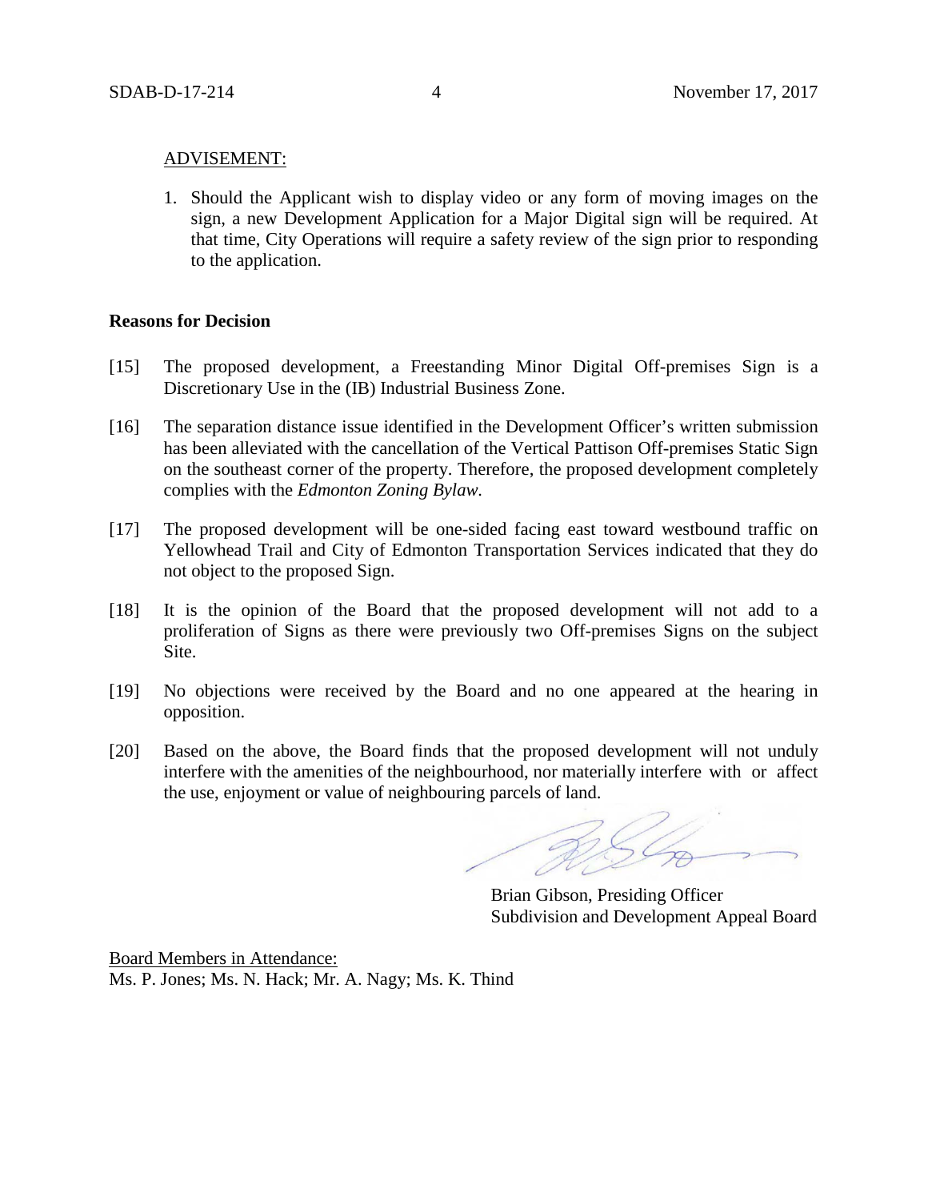ADVISEMENT:

1. Should the Applicant wish to display video or any form of moving images on the sign, a new Development Application for a Major Digital sign will be required. At that time, City Operations will require a safety review of the sign prior to responding to the application.

**Reasons for Decision**

[15] The proposed development, a Freestanding Minor Digital Off-premises Sign is a Discretionary Use in the (IB) Industrial Business Zone.

[16] The separation distance issue identified in the Development Officer's written submission has been alleviated with the cancellation of the Vertical Pattison Off-premises Static Sign on the southeast corner of the property. Therefore, the proposed development completely complies with the *Edmonton Zoning Bylaw.*

[17] The proposed development will be one-sided facing east toward westbound traffic on Yellowhead Trail and City of Edmonton Transportation Services indicated that they do not object to the proposed Sign.

[18] It is the opinion of the Board that the proposed development will not add to a proliferation of Signs as there were previously two Off-premises Signs on the subject Site.

[19] No objections were received by the Board and no one appeared at the hearing in opposition.

[20] Based on the above, the Board finds that the proposed development will not unduly interfere with the amenities of the neighbourhood, nor materially interfere with or affect the use, enjoyment or value of neighbouring parcels of land.

Brian Gibson, Presiding Officer
Subdivision and Development Appeal Board

Board Members in Attendance:
Ms. P. Jones; Ms. N. Hack; Mr. A. Nagy; Ms. K. Thind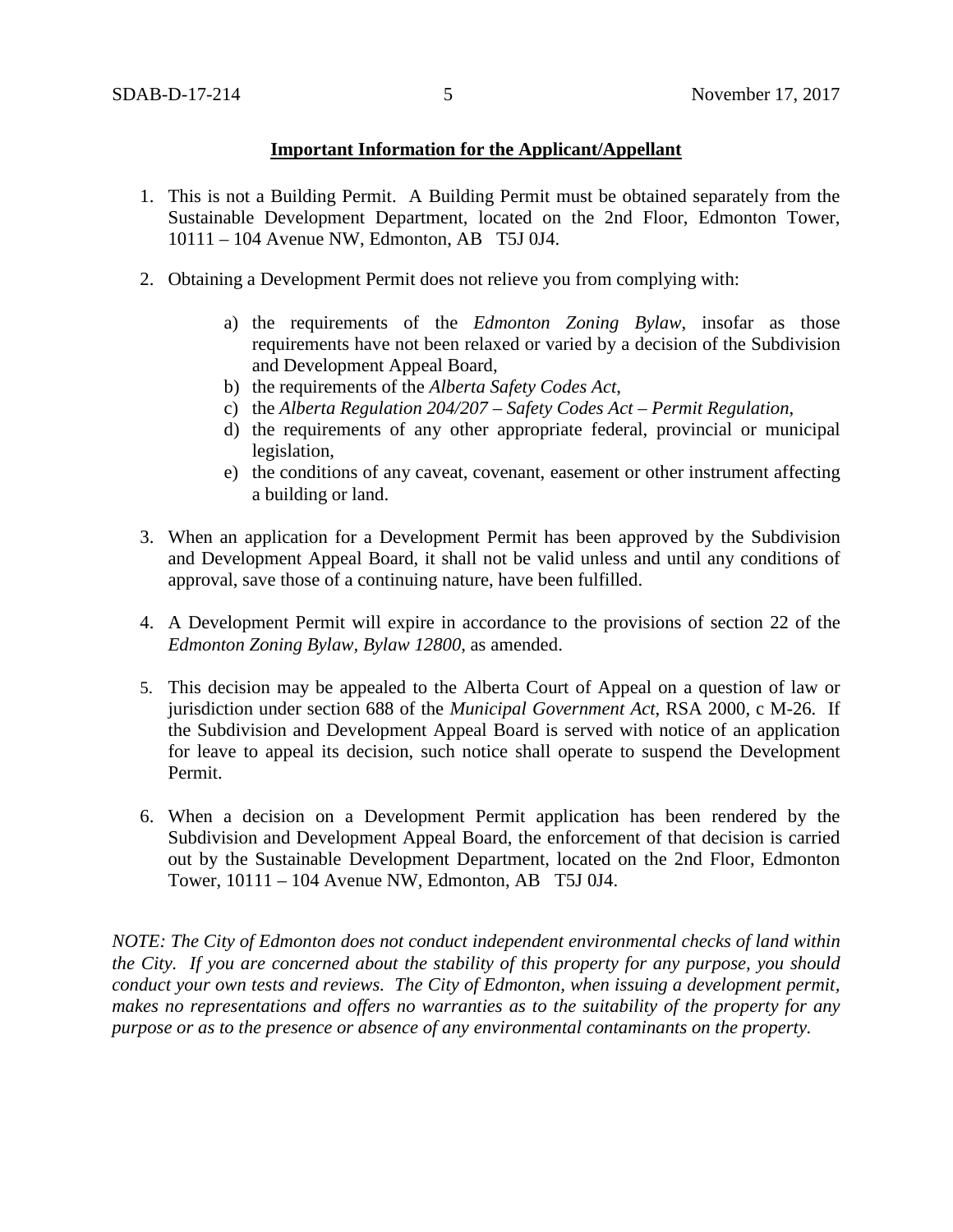**Important Information for the Applicant/Appellant**

1. This is not a Building Permit. A Building Permit must be obtained separately from the Sustainable Development Department, located on the 2nd Floor, Edmonton Tower, 10111 – 104 Avenue NW, Edmonton, AB T5J 0J4.

2. Obtaining a Development Permit does not relieve you from complying with:

   a) the requirements of the *Edmonton Zoning Bylaw*, insofar as those requirements have not been relaxed or varied by a decision of the Subdivision and Development Appeal Board,
   b) the requirements of the *Alberta Safety Codes Act*,
   c) the *Alberta Regulation 204/207 – Safety Codes Act – Permit Regulation*,
   d) the requirements of any other appropriate federal, provincial or municipal legislation,
   e) the conditions of any caveat, covenant, easement or other instrument affecting a building or land.

3. When an application for a Development Permit has been approved by the Subdivision and Development Appeal Board, it shall not be valid unless and until any conditions of approval, save those of a continuing nature, have been fulfilled.

4. A Development Permit will expire in accordance to the provisions of section 22 of the *Edmonton Zoning Bylaw, Bylaw 12800*, as amended.

5. This decision may be appealed to the Alberta Court of Appeal on a question of law or jurisdiction under section 688 of the *Municipal Government Act*, RSA 2000, c M-26. If the Subdivision and Development Appeal Board is served with notice of an application for leave to appeal its decision, such notice shall operate to suspend the Development Permit.

6. When a decision on a Development Permit application has been rendered by the Subdivision and Development Appeal Board, the enforcement of that decision is carried out by the Sustainable Development Department, located on the 2nd Floor, Edmonton Tower, 10111 – 104 Avenue NW, Edmonton, AB T5J 0J4.

*NOTE: The City of Edmonton does not conduct independent environmental checks of land within the City. If you are concerned about the stability of this property for any purpose, you should conduct your own tests and reviews. The City of Edmonton, when issuing a development permit, makes no representations and offers no warranties as to the suitability of the property for any purpose or as to the presence or absence of any environmental contaminants on the property.*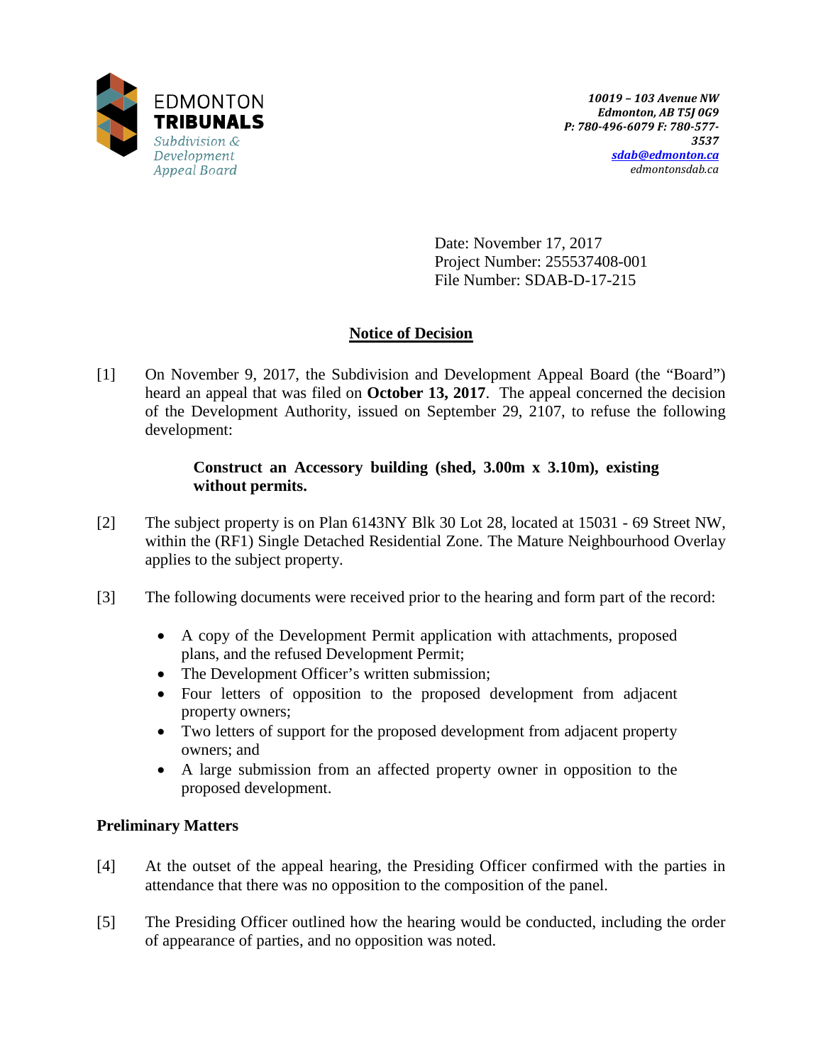10019 – 103 Avenue NW
Edmonton, AB T5J 0G9
P: 780-496-6079 F: 780-577-3537
sdab@edmonton.ca
edmontonsdab.ca

Date: November 17, 2017
Project Number: 255537408-001
File Number: SDAB-D-17-215

## Notice of Decision

[1] On November 9, 2017, the Subdivision and Development Appeal Board (the "Board") heard an appeal that was filed on **October 13, 2017**. The appeal concerned the decision of the Development Authority, issued on September 29, 2107, to refuse the following development:

> **Construct an Accessory building (shed, 3.00m x 3.10m), existing without permits.**

[2] The subject property is on Plan 6143NY Blk 30 Lot 28, located at 15031 - 69 Street NW, within the (RF1) Single Detached Residential Zone. The Mature Neighbourhood Overlay applies to the subject property.

[3] The following documents were received prior to the hearing and form part of the record:

- A copy of the Development Permit application with attachments, proposed plans, and the refused Development Permit;
- The Development Officer's written submission;
- Four letters of opposition to the proposed development from adjacent property owners;
- Two letters of support for the proposed development from adjacent property owners; and
- A large submission from an affected property owner in opposition to the proposed development.

### Preliminary Matters

[4] At the outset of the appeal hearing, the Presiding Officer confirmed with the parties in attendance that there was no opposition to the composition of the panel.

[5] The Presiding Officer outlined how the hearing would be conducted, including the order of appearance of parties, and no opposition was noted.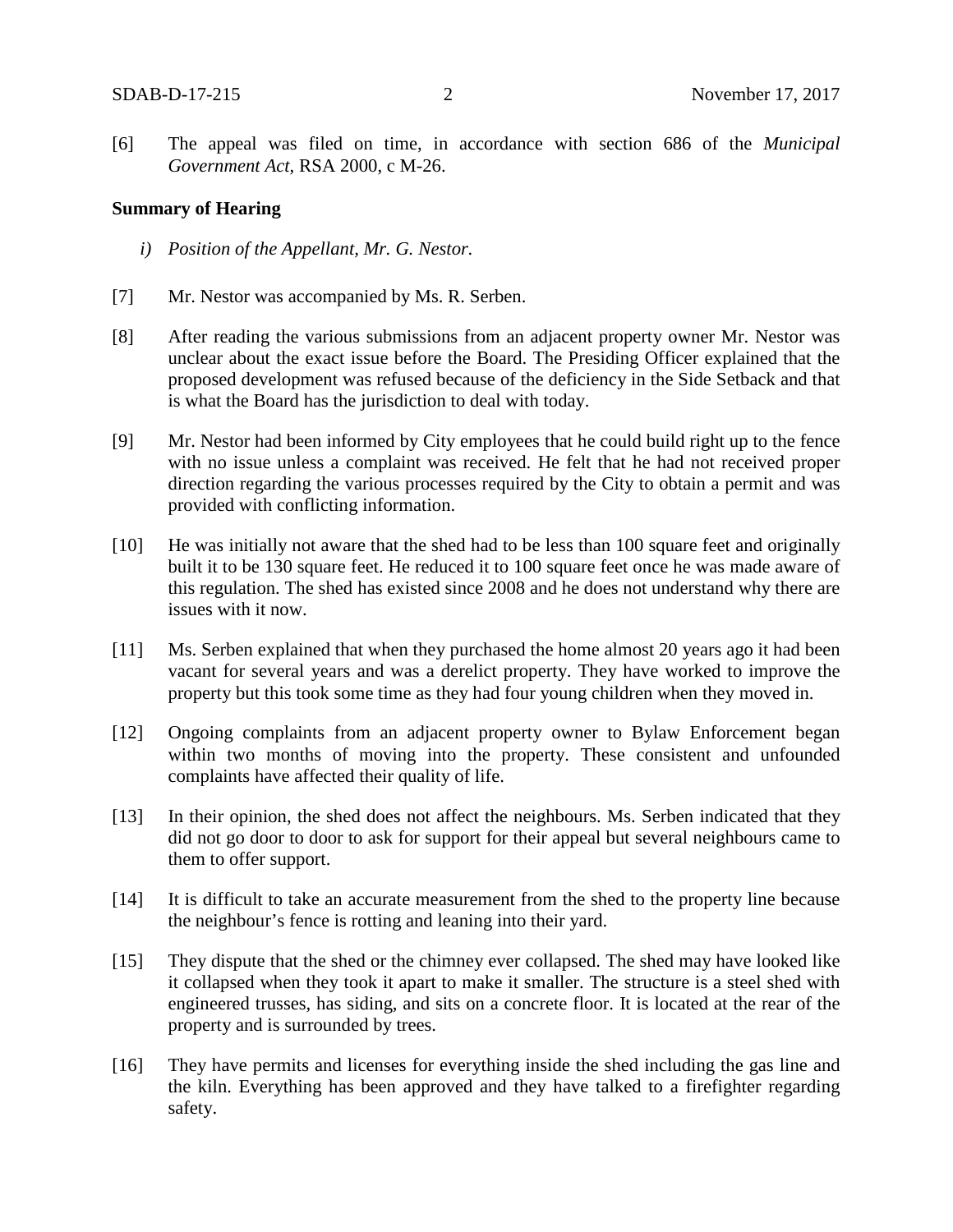[6] The appeal was filed on time, in accordance with section 686 of the *Municipal Government Act*, RSA 2000, c M-26.

**Summary of Hearing**

*i) Position of the Appellant, Mr. G. Nestor.*

[7] Mr. Nestor was accompanied by Ms. R. Serben.

[8] After reading the various submissions from an adjacent property owner Mr. Nestor was unclear about the exact issue before the Board. The Presiding Officer explained that the proposed development was refused because of the deficiency in the Side Setback and that is what the Board has the jurisdiction to deal with today.

[9] Mr. Nestor had been informed by City employees that he could build right up to the fence with no issue unless a complaint was received. He felt that he had not received proper direction regarding the various processes required by the City to obtain a permit and was provided with conflicting information.

[10] He was initially not aware that the shed had to be less than 100 square feet and originally built it to be 130 square feet. He reduced it to 100 square feet once he was made aware of this regulation. The shed has existed since 2008 and he does not understand why there are issues with it now.

[11] Ms. Serben explained that when they purchased the home almost 20 years ago it had been vacant for several years and was a derelict property. They have worked to improve the property but this took some time as they had four young children when they moved in.

[12] Ongoing complaints from an adjacent property owner to Bylaw Enforcement began within two months of moving into the property. These consistent and unfounded complaints have affected their quality of life.

[13] In their opinion, the shed does not affect the neighbours. Ms. Serben indicated that they did not go door to door to ask for support for their appeal but several neighbours came to them to offer support.

[14] It is difficult to take an accurate measurement from the shed to the property line because the neighbour's fence is rotting and leaning into their yard.

[15] They dispute that the shed or the chimney ever collapsed. The shed may have looked like it collapsed when they took it apart to make it smaller. The structure is a steel shed with engineered trusses, has siding, and sits on a concrete floor. It is located at the rear of the property and is surrounded by trees.

[16] They have permits and licenses for everything inside the shed including the gas line and the kiln. Everything has been approved and they have talked to a firefighter regarding safety.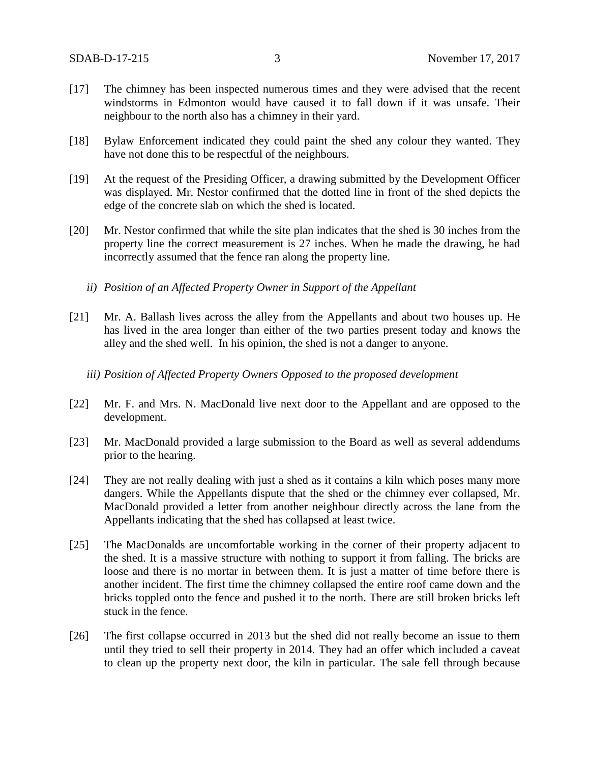[17] The chimney has been inspected numerous times and they were advised that the recent windstorms in Edmonton would have caused it to fall down if it was unsafe. Their neighbour to the north also has a chimney in their yard.

[18] Bylaw Enforcement indicated they could paint the shed any colour they wanted. They have not done this to be respectful of the neighbours.

[19] At the request of the Presiding Officer, a drawing submitted by the Development Officer was displayed. Mr. Nestor confirmed that the dotted line in front of the shed depicts the edge of the concrete slab on which the shed is located.

[20] Mr. Nestor confirmed that while the site plan indicates that the shed is 30 inches from the property line the correct measurement is 27 inches. When he made the drawing, he had incorrectly assumed that the fence ran along the property line.

*ii) Position of an Affected Property Owner in Support of the Appellant*

[21] Mr. A. Ballash lives across the alley from the Appellants and about two houses up. He has lived in the area longer than either of the two parties present today and knows the alley and the shed well. In his opinion, the shed is not a danger to anyone.

*iii) Position of Affected Property Owners Opposed to the proposed development*

[22] Mr. F. and Mrs. N. MacDonald live next door to the Appellant and are opposed to the development.

[23] Mr. MacDonald provided a large submission to the Board as well as several addendums prior to the hearing.

[24] They are not really dealing with just a shed as it contains a kiln which poses many more dangers. While the Appellants dispute that the shed or the chimney ever collapsed, Mr. MacDonald provided a letter from another neighbour directly across the lane from the Appellants indicating that the shed has collapsed at least twice.

[25] The MacDonalds are uncomfortable working in the corner of their property adjacent to the shed. It is a massive structure with nothing to support it from falling. The bricks are loose and there is no mortar in between them. It is just a matter of time before there is another incident. The first time the chimney collapsed the entire roof came down and the bricks toppled onto the fence and pushed it to the north. There are still broken bricks left stuck in the fence.

[26] The first collapse occurred in 2013 but the shed did not really become an issue to them until they tried to sell their property in 2014. They had an offer which included a caveat to clean up the property next door, the kiln in particular. The sale fell through because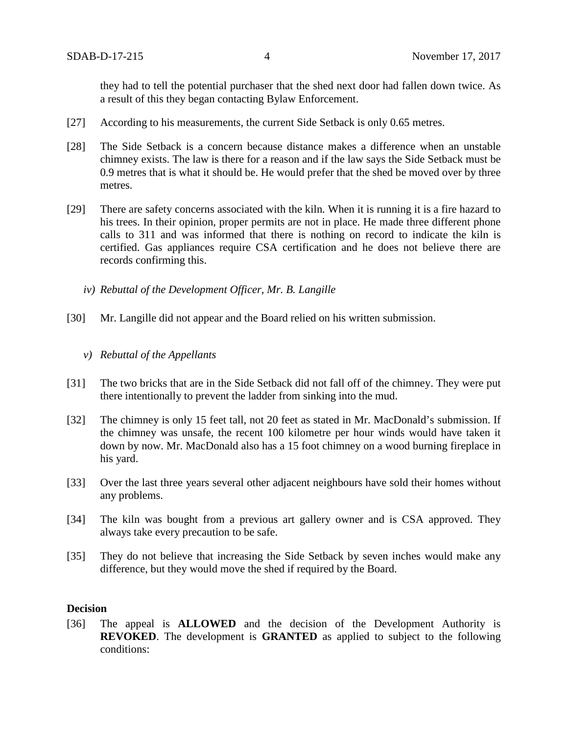they had to tell the potential purchaser that the shed next door had fallen down twice. As a result of this they began contacting Bylaw Enforcement.

[27] According to his measurements, the current Side Setback is only 0.65 metres.

[28] The Side Setback is a concern because distance makes a difference when an unstable chimney exists. The law is there for a reason and if the law says the Side Setback must be 0.9 metres that is what it should be. He would prefer that the shed be moved over by three metres.

[29] There are safety concerns associated with the kiln. When it is running it is a fire hazard to his trees. In their opinion, proper permits are not in place. He made three different phone calls to 311 and was informed that there is nothing on record to indicate the kiln is certified. Gas appliances require CSA certification and he does not believe there are records confirming this.

*iv) Rebuttal of the Development Officer, Mr. B. Langille*

[30] Mr. Langille did not appear and the Board relied on his written submission.

*v) Rebuttal of the Appellants*

[31] The two bricks that are in the Side Setback did not fall off of the chimney. They were put there intentionally to prevent the ladder from sinking into the mud.

[32] The chimney is only 15 feet tall, not 20 feet as stated in Mr. MacDonald's submission. If the chimney was unsafe, the recent 100 kilometre per hour winds would have taken it down by now. Mr. MacDonald also has a 15 foot chimney on a wood burning fireplace in his yard.

[33] Over the last three years several other adjacent neighbours have sold their homes without any problems.

[34] The kiln was bought from a previous art gallery owner and is CSA approved. They always take every precaution to be safe.

[35] They do not believe that increasing the Side Setback by seven inches would make any difference, but they would move the shed if required by the Board.

**Decision**

[36] The appeal is **ALLOWED** and the decision of the Development Authority is **REVOKED**. The development is **GRANTED** as applied to subject to the following conditions: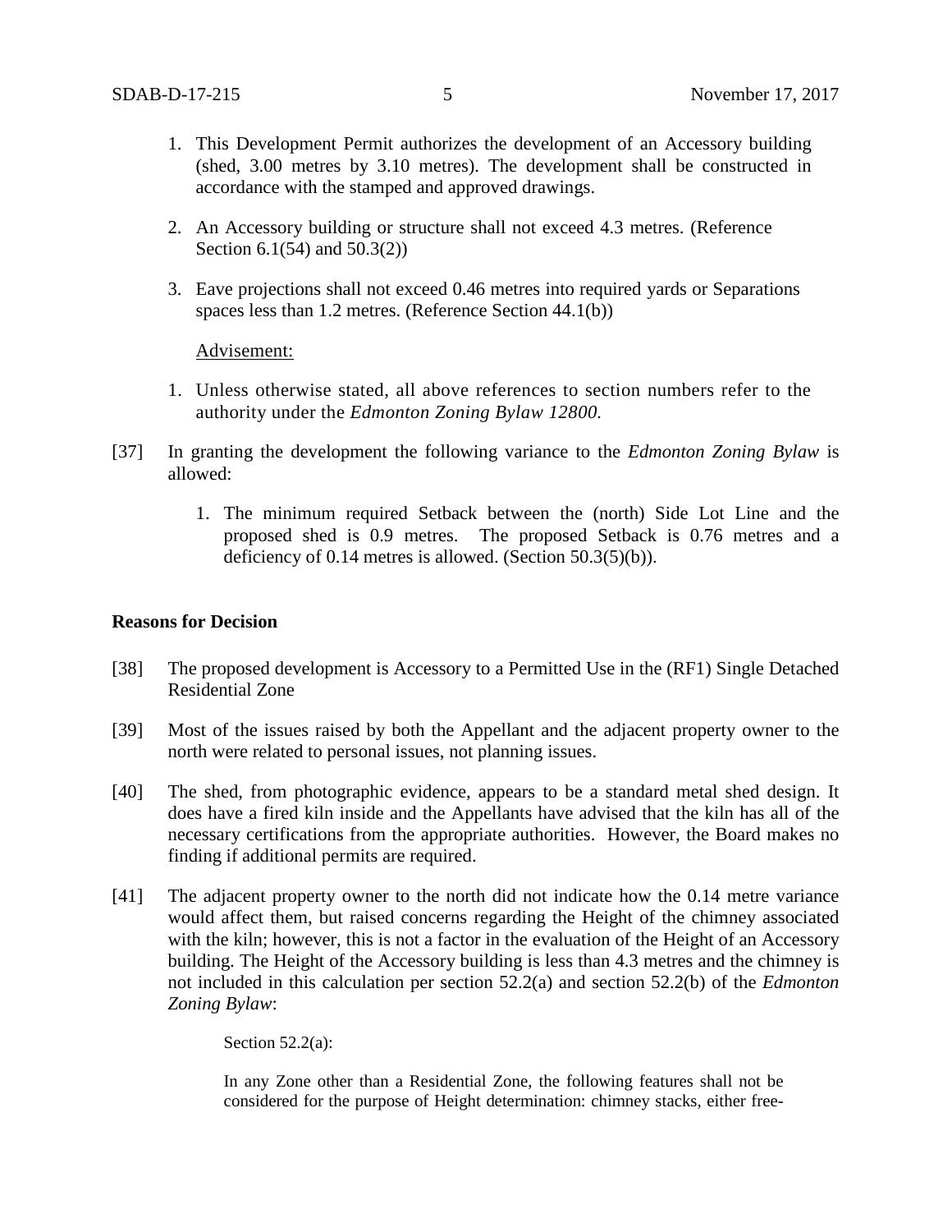1. This Development Permit authorizes the development of an Accessory building (shed, 3.00 metres by 3.10 metres). The development shall be constructed in accordance with the stamped and approved drawings.

2. An Accessory building or structure shall not exceed 4.3 metres. (Reference Section 6.1(54) and 50.3(2))

3. Eave projections shall not exceed 0.46 metres into required yards or Separations spaces less than 1.2 metres. (Reference Section 44.1(b))

<u>Advisement:</u>

1. Unless otherwise stated, all above references to section numbers refer to the authority under the *Edmonton Zoning Bylaw 12800.*

[37] In granting the development the following variance to the *Edmonton Zoning Bylaw* is allowed:

1. The minimum required Setback between the (north) Side Lot Line and the proposed shed is 0.9 metres. The proposed Setback is 0.76 metres and a deficiency of 0.14 metres is allowed. (Section 50.3(5)(b)).

**Reasons for Decision**

[38] The proposed development is Accessory to a Permitted Use in the (RF1) Single Detached Residential Zone

[39] Most of the issues raised by both the Appellant and the adjacent property owner to the north were related to personal issues, not planning issues.

[40] The shed, from photographic evidence, appears to be a standard metal shed design. It does have a fired kiln inside and the Appellants have advised that the kiln has all of the necessary certifications from the appropriate authorities. However, the Board makes no finding if additional permits are required.

[41] The adjacent property owner to the north did not indicate how the 0.14 metre variance would affect them, but raised concerns regarding the Height of the chimney associated with the kiln; however, this is not a factor in the evaluation of the Height of an Accessory building. The Height of the Accessory building is less than 4.3 metres and the chimney is not included in this calculation per section 52.2(a) and section 52.2(b) of the *Edmonton Zoning Bylaw*:

> Section 52.2(a):
>
> In any Zone other than a Residential Zone, the following features shall not be considered for the purpose of Height determination: chimney stacks, either free-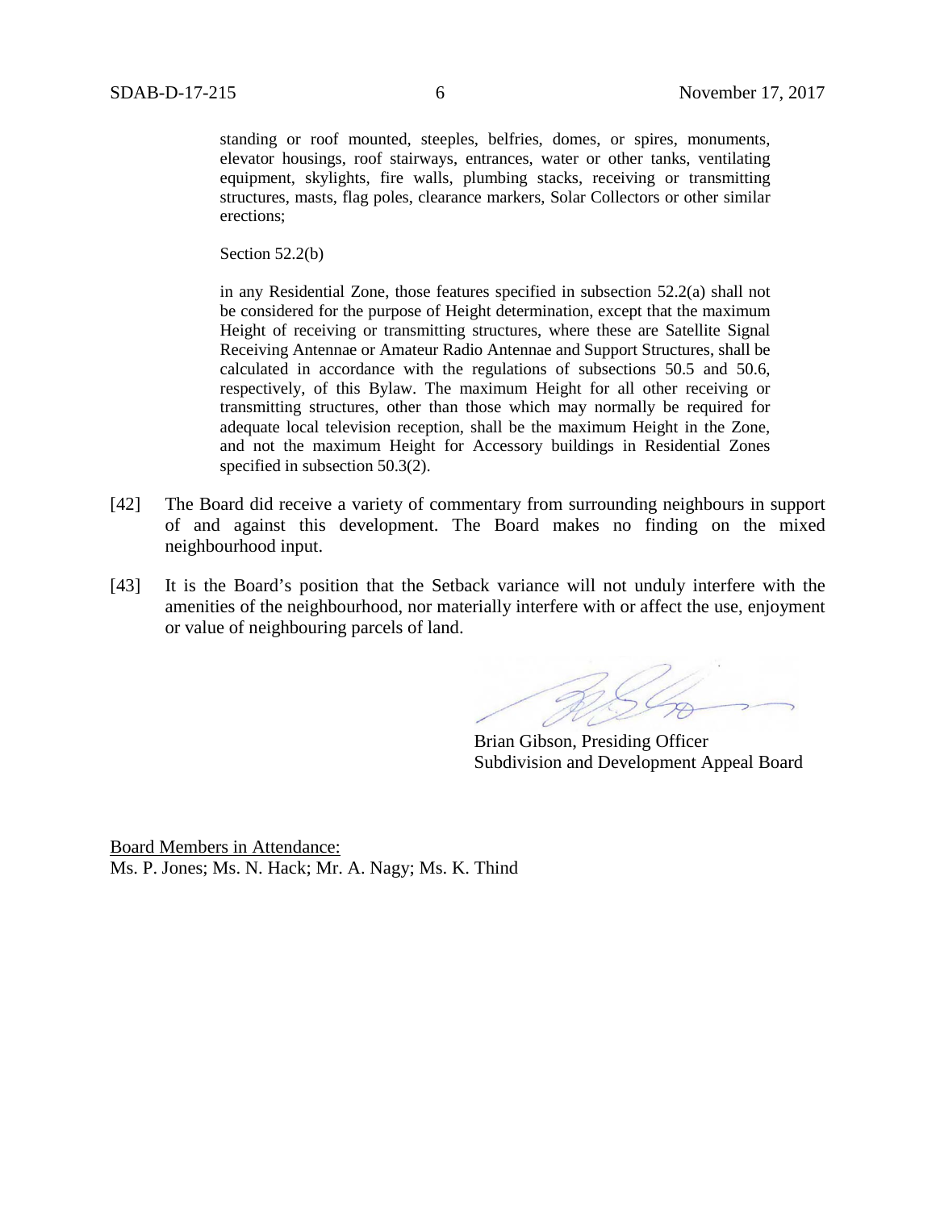standing or roof mounted, steeples, belfries, domes, or spires, monuments, elevator housings, roof stairways, entrances, water or other tanks, ventilating equipment, skylights, fire walls, plumbing stacks, receiving or transmitting structures, masts, flag poles, clearance markers, Solar Collectors or other similar erections;

> Section 52.2(b)
>
> in any Residential Zone, those features specified in subsection 52.2(a) shall not be considered for the purpose of Height determination, except that the maximum Height of receiving or transmitting structures, where these are Satellite Signal Receiving Antennae or Amateur Radio Antennae and Support Structures, shall be calculated in accordance with the regulations of subsections 50.5 and 50.6, respectively, of this Bylaw. The maximum Height for all other receiving or transmitting structures, other than those which may normally be required for adequate local television reception, shall be the maximum Height in the Zone, and not the maximum Height for Accessory buildings in Residential Zones specified in subsection 50.3(2).

[42] The Board did receive a variety of commentary from surrounding neighbours in support of and against this development. The Board makes no finding on the mixed neighbourhood input.

[43] It is the Board's position that the Setback variance will not unduly interfere with the amenities of the neighbourhood, nor materially interfere with or affect the use, enjoyment or value of neighbouring parcels of land.

Brian Gibson, Presiding Officer
Subdivision and Development Appeal Board

<u>Board Members in Attendance:</u>
Ms. P. Jones; Ms. N. Hack; Mr. A. Nagy; Ms. K. Thind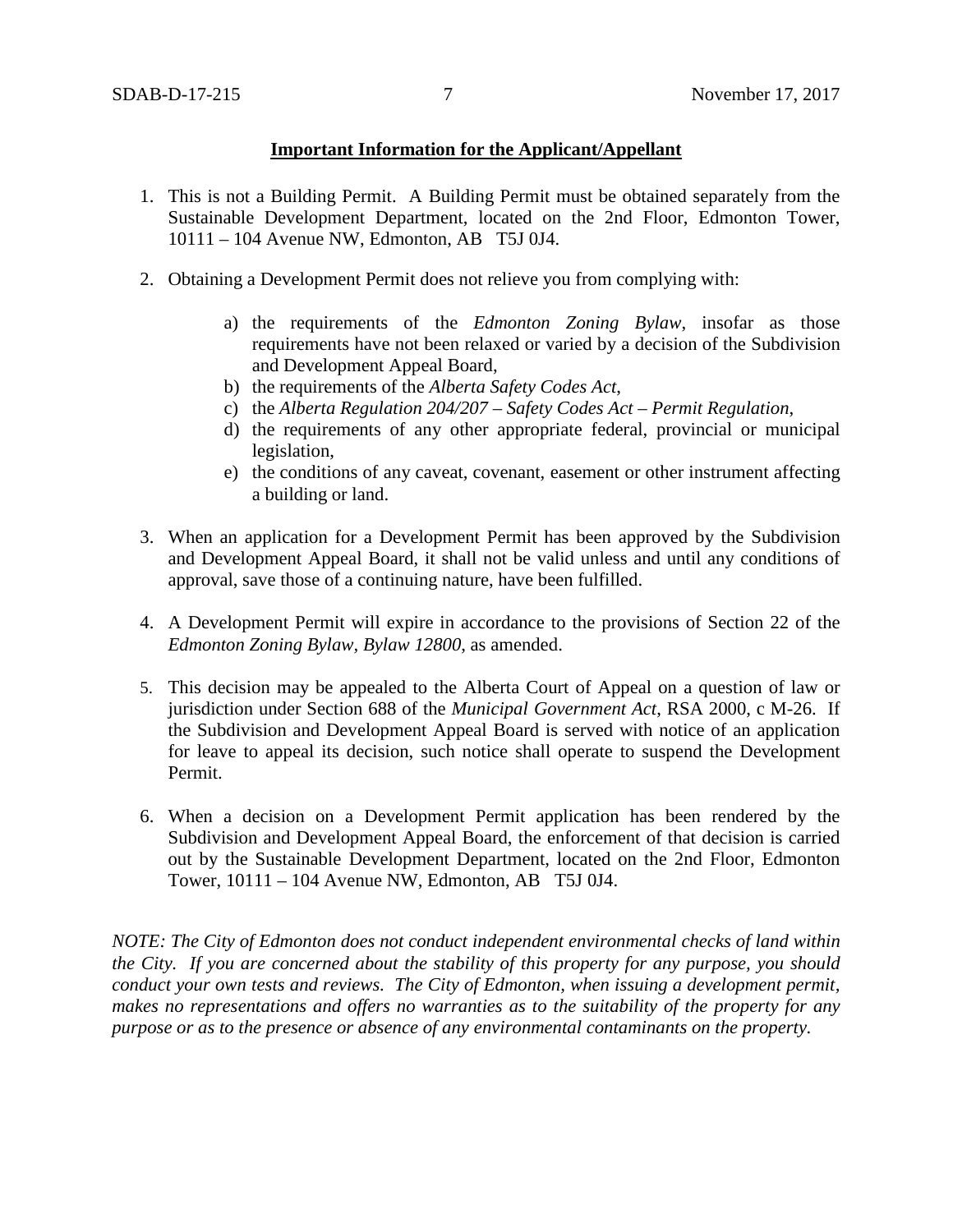**Important Information for the Applicant/Appellant**

1. This is not a Building Permit. A Building Permit must be obtained separately from the Sustainable Development Department, located on the 2nd Floor, Edmonton Tower, 10111 – 104 Avenue NW, Edmonton, AB T5J 0J4.

2. Obtaining a Development Permit does not relieve you from complying with:

   a) the requirements of the *Edmonton Zoning Bylaw*, insofar as those requirements have not been relaxed or varied by a decision of the Subdivision and Development Appeal Board,
   b) the requirements of the *Alberta Safety Codes Act*,
   c) the *Alberta Regulation 204/207 – Safety Codes Act – Permit Regulation*,
   d) the requirements of any other appropriate federal, provincial or municipal legislation,
   e) the conditions of any caveat, covenant, easement or other instrument affecting a building or land.

3. When an application for a Development Permit has been approved by the Subdivision and Development Appeal Board, it shall not be valid unless and until any conditions of approval, save those of a continuing nature, have been fulfilled.

4. A Development Permit will expire in accordance to the provisions of Section 22 of the *Edmonton Zoning Bylaw, Bylaw 12800*, as amended.

5. This decision may be appealed to the Alberta Court of Appeal on a question of law or jurisdiction under Section 688 of the *Municipal Government Act*, RSA 2000, c M-26. If the Subdivision and Development Appeal Board is served with notice of an application for leave to appeal its decision, such notice shall operate to suspend the Development Permit.

6. When a decision on a Development Permit application has been rendered by the Subdivision and Development Appeal Board, the enforcement of that decision is carried out by the Sustainable Development Department, located on the 2nd Floor, Edmonton Tower, 10111 – 104 Avenue NW, Edmonton, AB T5J 0J4.

*NOTE: The City of Edmonton does not conduct independent environmental checks of land within the City. If you are concerned about the stability of this property for any purpose, you should conduct your own tests and reviews. The City of Edmonton, when issuing a development permit, makes no representations and offers no warranties as to the suitability of the property for any purpose or as to the presence or absence of any environmental contaminants on the property.*